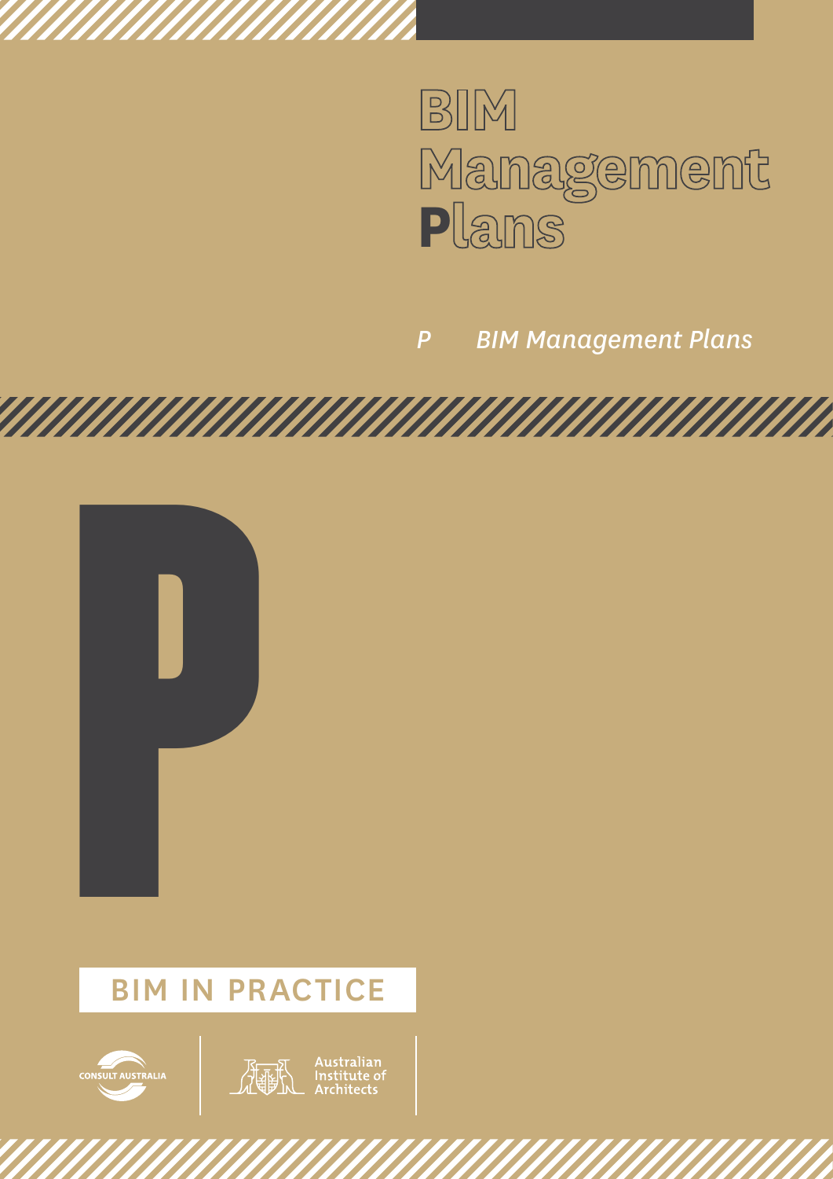# BIM Management Plans

*P BIM Management Plans*

P

BIM IN PRACTICE

CONSULT AUSTRALIA

Australian Institute of Architects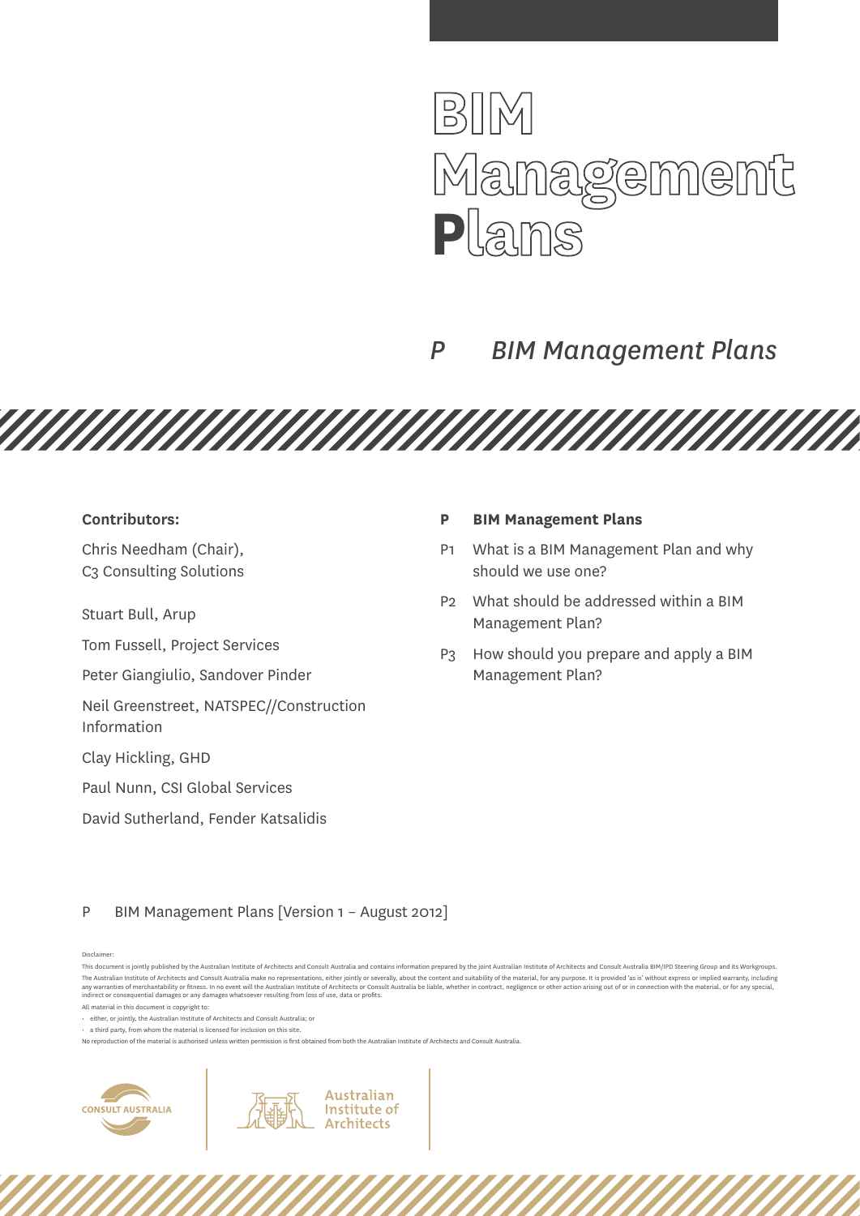# BIM Management Plans

## *P BIM Management Plans*

**Contributors:**

Chris Needham (Chair), C3 Consulting Solutions

Stuart Bull, Arup

Tom Fussell, Project Services

Peter Giangiulio, Sandover Pinder

Neil Greenstreet, NATSPEC//Construction Information

Clay Hickling, GHD

Paul Nunn, CSI Global Services

David Sutherland, Fender Katsalidis

**P BIM Management Plans**

- P1 What is a BIM Management Plan and why should we use one?
- P2 What should be addressed within a BIM Management Plan?
- P3 How should you prepare and apply a BIM Management Plan?

P BIM Management Plans [Version 1 – August 2012]

Disclaimer:

This document is jointly published by the Australian Institute of Architects and Consult Australia and contains information prepared by the joint Australian Institute of Architects and Consult Australia BIM/IPD Steering Group and its Workgroups. The Australian Institute of Architects and Consult Australia make no representations, either jointly or severally, about the content and suitability of the material, for any purpose. It is provided 'as is' without express or implied warranty, including any warranties of merchantability or fitness. In no event will the Australian Institute of Architects or Consult Australia be liable, whether in contract, negligence or other action arising out of or in connection with the material, or for any special, indirect or consequential damages or any damages whatsoever resulting from loss of use, data or profits.

All material in this document is copyright to:

- either, or jointly, the Australian Institute of Architects and Consult Australia; or
- a third party, from whom the material is licensed for inclusion on this site.

No reproduction of the material is authorised unless written permission is first obtained from both the Australian Institute of Architects and Consult Australia.

CONSULT AUSTRALIA

Australian Institute of Architects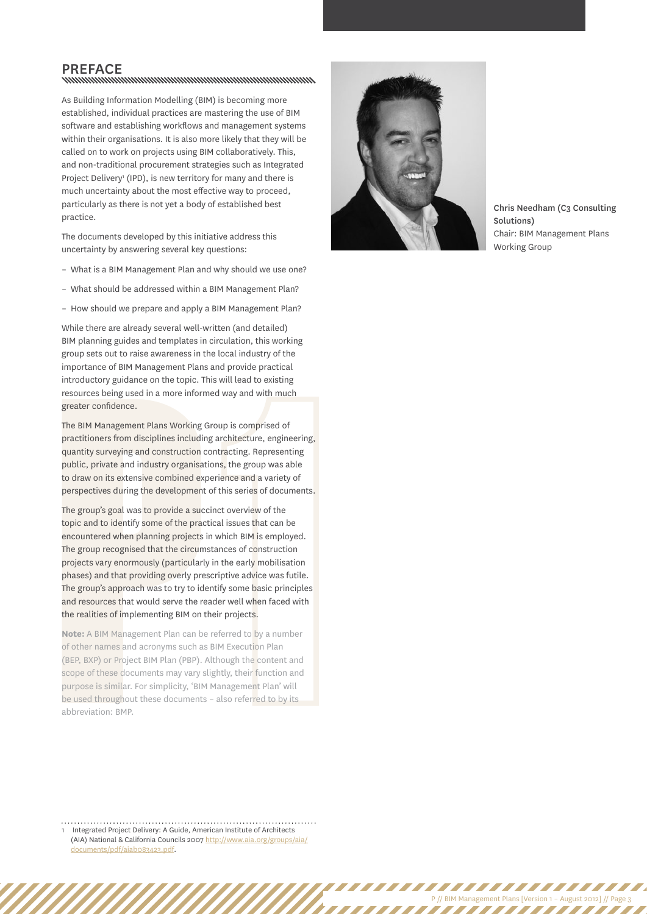## PREFACE

As Building Information Modelling (BIM) is becoming more established, individual practices are mastering the use of BIM software and establishing workflows and management systems within their organisations. It is also more likely that they will be called on to work on projects using BIM collaboratively. This, and non-traditional procurement strategies such as Integrated Project Delivery[1] (IPD), is new territory for many and there is much uncertainty about the most effective way to proceed, particularly as there is not yet a body of established best practice.

The documents developed by this initiative address this uncertainty by answering several key questions:

- What is a BIM Management Plan and why should we use one?
- What should be addressed within a BIM Management Plan?
- How should we prepare and apply a BIM Management Plan?

While there are already several well-written (and detailed) BIM planning guides and templates in circulation, this working group sets out to raise awareness in the local industry of the importance of BIM Management Plans and provide practical introductory guidance on the topic. This will lead to existing resources being used in a more informed way and with much greater confidence.

The BIM Management Plans Working Group is comprised of practitioners from disciplines including architecture, engineering, quantity surveying and construction contracting. Representing public, private and industry organisations, the group was able to draw on its extensive combined experience and a variety of perspectives during the development of this series of documents.

The group's goal was to provide a succinct overview of the topic and to identify some of the practical issues that can be encountered when planning projects in which BIM is employed. The group recognised that the circumstances of construction projects vary enormously (particularly in the early mobilisation phases) and that providing overly prescriptive advice was futile. The group's approach was to try to identify some basic principles and resources that would serve the reader well when faced with the realities of implementing BIM on their projects.

**Note:** A BIM Management Plan can be referred to by a number of other names and acronyms such as BIM Execution Plan (BEP, BXP) or Project BIM Plan (PBP). Although the content and scope of these documents may vary slightly, their function and purpose is similar. For simplicity, 'BIM Management Plan' will be used throughout these documents – also referred to by its abbreviation: BMP.

**Chris Needham (C3 Consulting Solutions)**
Chair: BIM Management Plans Working Group

---

1 Integrated Project Delivery: A Guide, American Institute of Architects (AIA) National & California Councils 2007 http://www.aia.org/groups/aia/documents/pdf/aiab083423.pdf.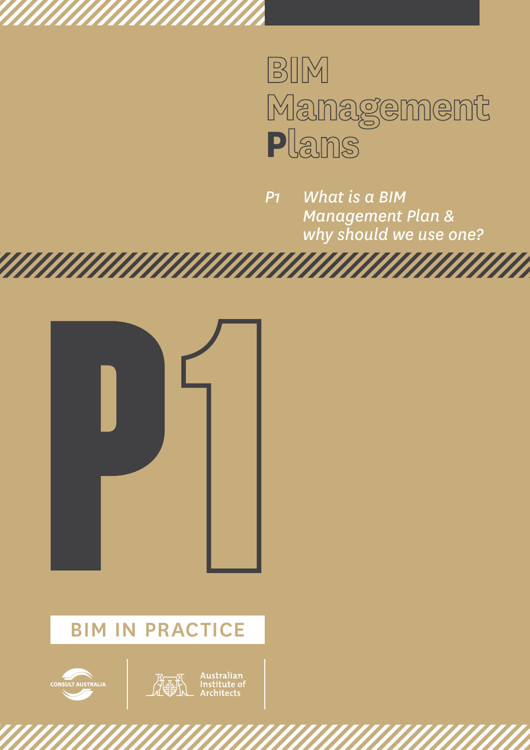# BIM Management Plans

*P1 What is a BIM Management Plan & why should we use one?*

**P1**

BIM IN PRACTICE

CONSULT AUSTRALIA

Australian Institute of Architects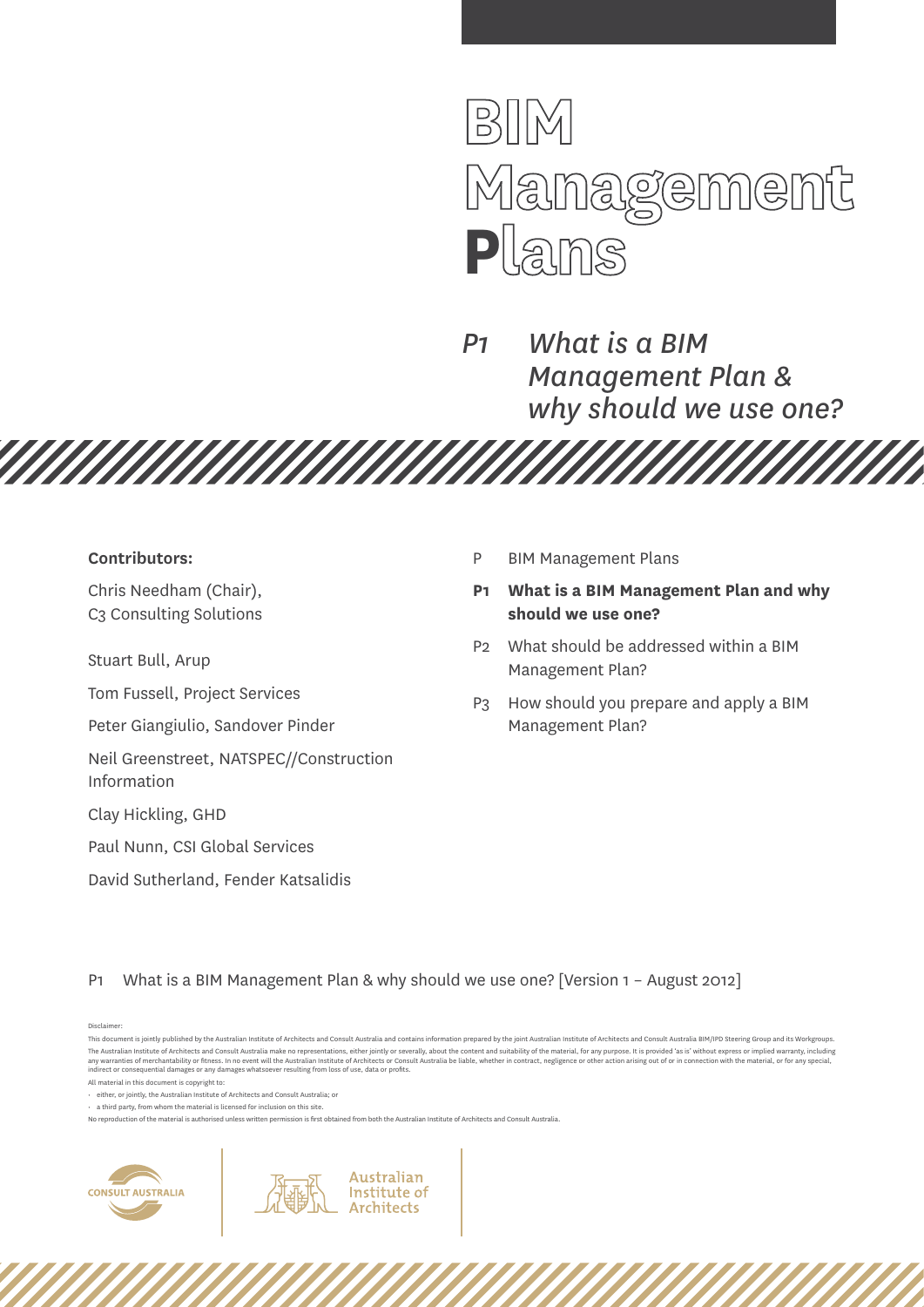# BIM Management Plans

## *P1 What is a BIM Management Plan & why should we use one?*

**Contributors:**

Chris Needham (Chair), C3 Consulting Solutions

Stuart Bull, Arup

Tom Fussell, Project Services

Peter Giangiulio, Sandover Pinder

Neil Greenstreet, NATSPEC//Construction Information

Clay Hickling, GHD

Paul Nunn, CSI Global Services

David Sutherland, Fender Katsalidis

- P BIM Management Plans
- **P1 What is a BIM Management Plan and why should we use one?**
- P2 What should be addressed within a BIM Management Plan?
- P3 How should you prepare and apply a BIM Management Plan?

P1 What is a BIM Management Plan & why should we use one? [Version 1 – August 2012]

Disclaimer:

This document is jointly published by the Australian Institute of Architects and Consult Australia and contains information prepared by the joint Australian Institute of Architects and Consult Australia BIM/IPD Steering Group and its Workgroups. The Australian Institute of Architects and Consult Australia make no representations, either jointly or severally, about the content and suitability of the material, for any purpose. It is provided 'as is' without express or implied warranty, including any warranties of merchantability or fitness. In no event will the Australian Institute of Architects or Consult Australia be liable, whether in contract, negligence or other action arising out of or in connection with the material, or for any special, indirect or consequential damages or any damages whatsoever resulting from loss of use, data or profits.

All material in this document is copyright to:

- either, or jointly, the Australian Institute of Architects and Consult Australia; or
- a third party, from whom the material is licensed for inclusion on this site.

No reproduction of the material is authorised unless written permission is first obtained from both the Australian Institute of Architects and Consult Australia.

CONSULT AUSTRALIA

Australian Institute of Architects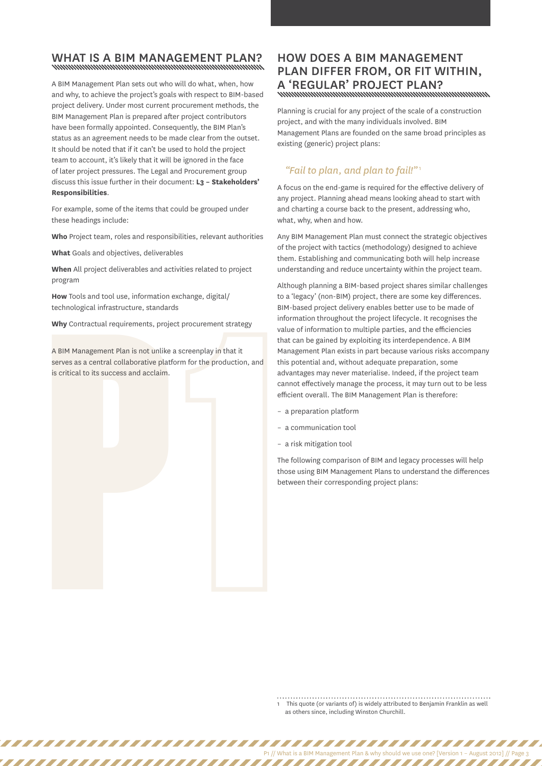## WHAT IS A BIM MANAGEMENT PLAN?

A BIM Management Plan sets out who will do what, when, how and why, to achieve the project's goals with respect to BIM-based project delivery. Under most current procurement methods, the BIM Management Plan is prepared after project contributors have been formally appointed. Consequently, the BIM Plan's status as an agreement needs to be made clear from the outset. It should be noted that if it can't be used to hold the project team to account, it's likely that it will be ignored in the face of later project pressures. The Legal and Procurement group discuss this issue further in their document: **L3 – Stakeholders' Responsibilities**.

For example, some of the items that could be grouped under these headings include:

**Who** Project team, roles and responsibilities, relevant authorities

**What** Goals and objectives, deliverables

**When** All project deliverables and activities related to project program

**How** Tools and tool use, information exchange, digital/technological infrastructure, standards

**Why** Contractual requirements, project procurement strategy

A BIM Management Plan is not unlike a screenplay in that it serves as a central collaborative platform for the production, and is critical to its success and acclaim.

## HOW DOES A BIM MANAGEMENT PLAN DIFFER FROM, OR FIT WITHIN, A 'REGULAR' PROJECT PLAN?

Planning is crucial for any project of the scale of a construction project, and with the many individuals involved. BIM Management Plans are founded on the same broad principles as existing (generic) project plans:

*"Fail to plan, and plan to fail!"*[1]

A focus on the end-game is required for the effective delivery of any project. Planning ahead means looking ahead to start with and charting a course back to the present, addressing who, what, why, when and how.

Any BIM Management Plan must connect the strategic objectives of the project with tactics (methodology) designed to achieve them. Establishing and communicating both will help increase understanding and reduce uncertainty within the project team.

Although planning a BIM-based project shares similar challenges to a 'legacy' (non-BIM) project, there are some key differences. BIM-based project delivery enables better use to be made of information throughout the project lifecycle. It recognises the value of information to multiple parties, and the efficiencies that can be gained by exploiting its interdependence. A BIM Management Plan exists in part because various risks accompany this potential and, without adequate preparation, some advantages may never materialise. Indeed, if the project team cannot effectively manage the process, it may turn out to be less efficient overall. The BIM Management Plan is therefore:

- a preparation platform
- a communication tool
- a risk mitigation tool

The following comparison of BIM and legacy processes will help those using BIM Management Plans to understand the differences between their corresponding project plans:

1 This quote (or variants of) is widely attributed to Benjamin Franklin as well as others since, including Winston Churchill.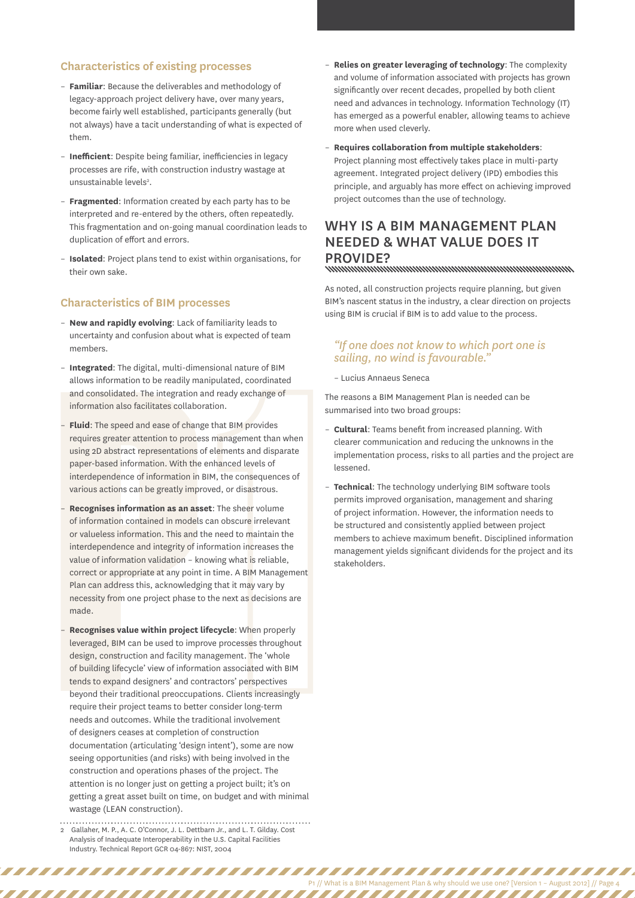### Characteristics of existing processes

- **Familiar**: Because the deliverables and methodology of legacy-approach project delivery have, over many years, become fairly well established, participants generally (but not always) have a tacit understanding of what is expected of them.
- **Inefficient**: Despite being familiar, inefficiencies in legacy processes are rife, with construction industry wastage at unsustainable levels[2].
- **Fragmented**: Information created by each party has to be interpreted and re-entered by the others, often repeatedly. This fragmentation and on-going manual coordination leads to duplication of effort and errors.
- **Isolated**: Project plans tend to exist within organisations, for their own sake.

### Characteristics of BIM processes

- **New and rapidly evolving**: Lack of familiarity leads to uncertainty and confusion about what is expected of team members.
- **Integrated**: The digital, multi-dimensional nature of BIM allows information to be readily manipulated, coordinated and consolidated. The integration and ready exchange of information also facilitates collaboration.
- **Fluid**: The speed and ease of change that BIM provides requires greater attention to process management than when using 2D abstract representations of elements and disparate paper-based information. With the enhanced levels of interdependence of information in BIM, the consequences of various actions can be greatly improved, or disastrous.
- **Recognises information as an asset**: The sheer volume of information contained in models can obscure irrelevant or valueless information. This and the need to maintain the interdependence and integrity of information increases the value of information validation – knowing what is reliable, correct or appropriate at any point in time. A BIM Management Plan can address this, acknowledging that it may vary by necessity from one project phase to the next as decisions are made.
- **Recognises value within project lifecycle**: When properly leveraged, BIM can be used to improve processes throughout design, construction and facility management. The 'whole of building lifecycle' view of information associated with BIM tends to expand designers' and contractors' perspectives beyond their traditional preoccupations. Clients increasingly require their project teams to better consider long-term needs and outcomes. While the traditional involvement of designers ceases at completion of construction documentation (articulating 'design intent'), some are now seeing opportunities (and risks) with being involved in the construction and operations phases of the project. The attention is no longer just on getting a project built; it's on getting a great asset built on time, on budget and with minimal wastage (LEAN construction).
- **Relies on greater leveraging of technology**: The complexity and volume of information associated with projects has grown significantly over recent decades, propelled by both client need and advances in technology. Information Technology (IT) has emerged as a powerful enabler, allowing teams to achieve more when used cleverly.
- **Requires collaboration from multiple stakeholders**: Project planning most effectively takes place in multi-party agreement. Integrated project delivery (IPD) embodies this principle, and arguably has more effect on achieving improved project outcomes than the use of technology.

## WHY IS A BIM MANAGEMENT PLAN NEEDED & WHAT VALUE DOES IT PROVIDE?

As noted, all construction projects require planning, but given BIM's nascent status in the industry, a clear direction on projects using BIM is crucial if BIM is to add value to the process.

*"If one does not know to which port one is sailing, no wind is favourable."*

– Lucius Annaeus Seneca

The reasons a BIM Management Plan is needed can be summarised into two broad groups:

- **Cultural**: Teams benefit from increased planning. With clearer communication and reducing the unknowns in the implementation process, risks to all parties and the project are lessened.
- **Technical**: The technology underlying BIM software tools permits improved organisation, management and sharing of project information. However, the information needs to be structured and consistently applied between project members to achieve maximum benefit. Disciplined information management yields significant dividends for the project and its stakeholders.

---

2 Gallaher, M. P., A. C. O'Connor, J. L. Dettbarn Jr., and L. T. Gilday. Cost Analysis of Inadequate Interoperability in the U.S. Capital Facilities Industry. Technical Report GCR 04-867: NIST, 2004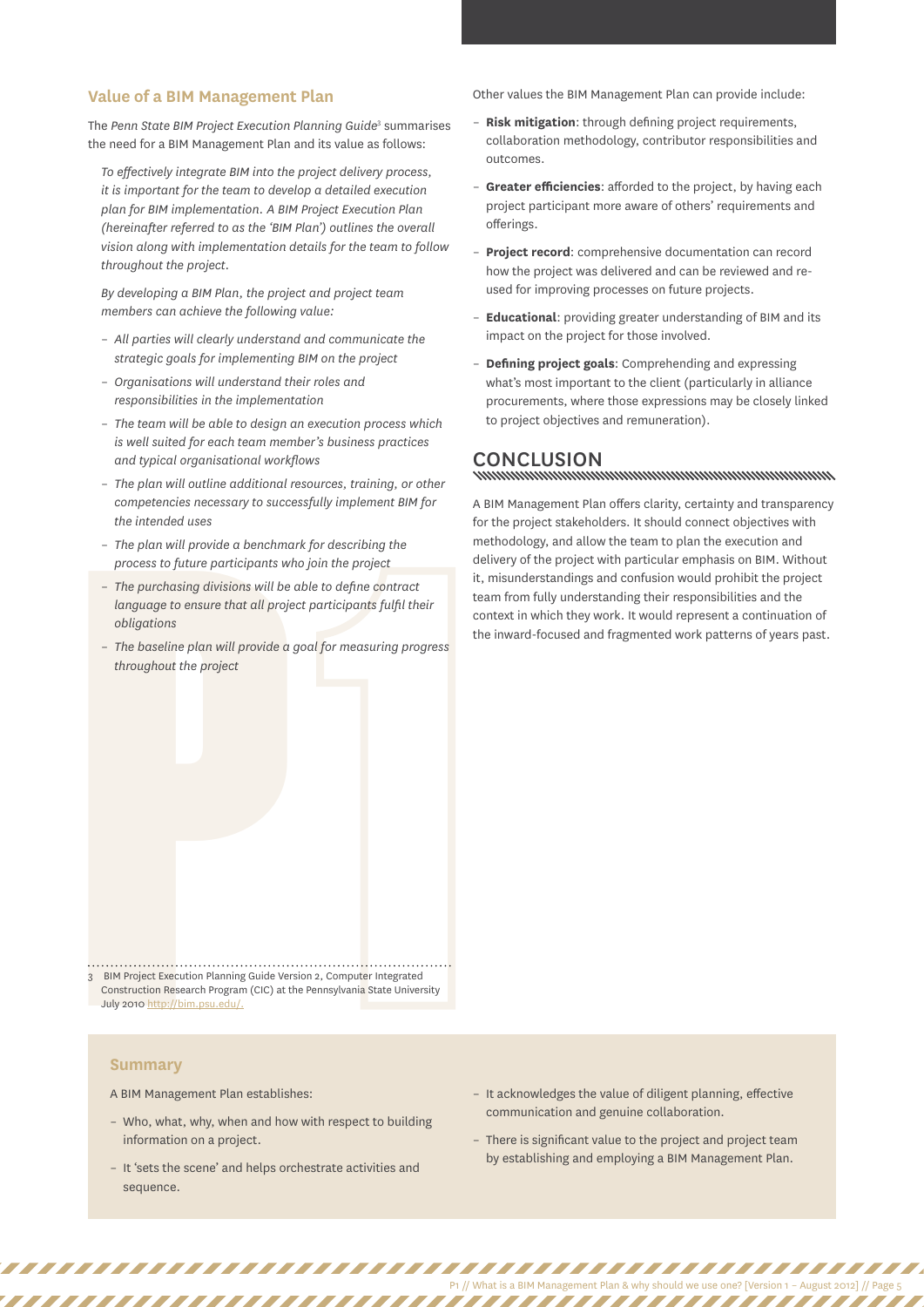## Value of a BIM Management Plan

The *Penn State BIM Project Execution Planning Guide*[3] summarises the need for a BIM Management Plan and its value as follows:

*To effectively integrate BIM into the project delivery process, it is important for the team to develop a detailed execution plan for BIM implementation. A BIM Project Execution Plan (hereinafter referred to as the 'BIM Plan') outlines the overall vision along with implementation details for the team to follow throughout the project.*

*By developing a BIM Plan, the project and project team members can achieve the following value:*

- *All parties will clearly understand and communicate the strategic goals for implementing BIM on the project*
- *Organisations will understand their roles and responsibilities in the implementation*
- *The team will be able to design an execution process which is well suited for each team member's business practices and typical organisational workflows*
- *The plan will outline additional resources, training, or other competencies necessary to successfully implement BIM for the intended uses*
- *The plan will provide a benchmark for describing the process to future participants who join the project*
- *The purchasing divisions will be able to define contract language to ensure that all project participants fulfil their obligations*
- *The baseline plan will provide a goal for measuring progress throughout the project*

3 BIM Project Execution Planning Guide Version 2, Computer Integrated Construction Research Program (CIC) at the Pennsylvania State University July 2010 http://bim.psu.edu/.

Other values the BIM Management Plan can provide include:

- **Risk mitigation**: through defining project requirements, collaboration methodology, contributor responsibilities and outcomes.
- **Greater efficiencies**: afforded to the project, by having each project participant more aware of others' requirements and offerings.
- **Project record**: comprehensive documentation can record how the project was delivered and can be reviewed and re-used for improving processes on future projects.
- **Educational**: providing greater understanding of BIM and its impact on the project for those involved.
- **Defining project goals**: Comprehending and expressing what's most important to the client (particularly in alliance procurements, where those expressions may be closely linked to project objectives and remuneration).

## CONCLUSION

A BIM Management Plan offers clarity, certainty and transparency for the project stakeholders. It should connect objectives with methodology, and allow the team to plan the execution and delivery of the project with particular emphasis on BIM. Without it, misunderstandings and confusion would prohibit the project team from fully understanding their responsibilities and the context in which they work. It would represent a continuation of the inward-focused and fragmented work patterns of years past.

### Summary

A BIM Management Plan establishes:

- Who, what, why, when and how with respect to building information on a project.
- It 'sets the scene' and helps orchestrate activities and sequence.
- It acknowledges the value of diligent planning, effective communication and genuine collaboration.
- There is significant value to the project and project team by establishing and employing a BIM Management Plan.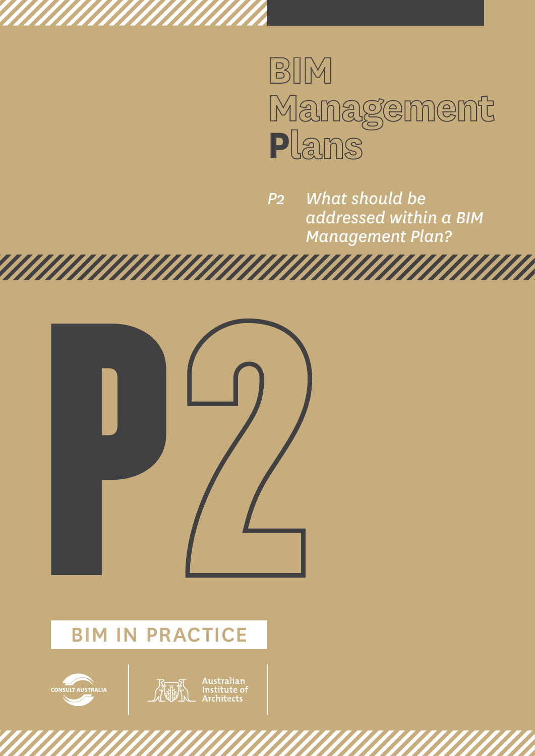# BIM Management Plans

*P2 What should be addressed within a BIM Management Plan?*

P2

BIM IN PRACTICE

CONSULT AUSTRALIA

Australian Institute of Architects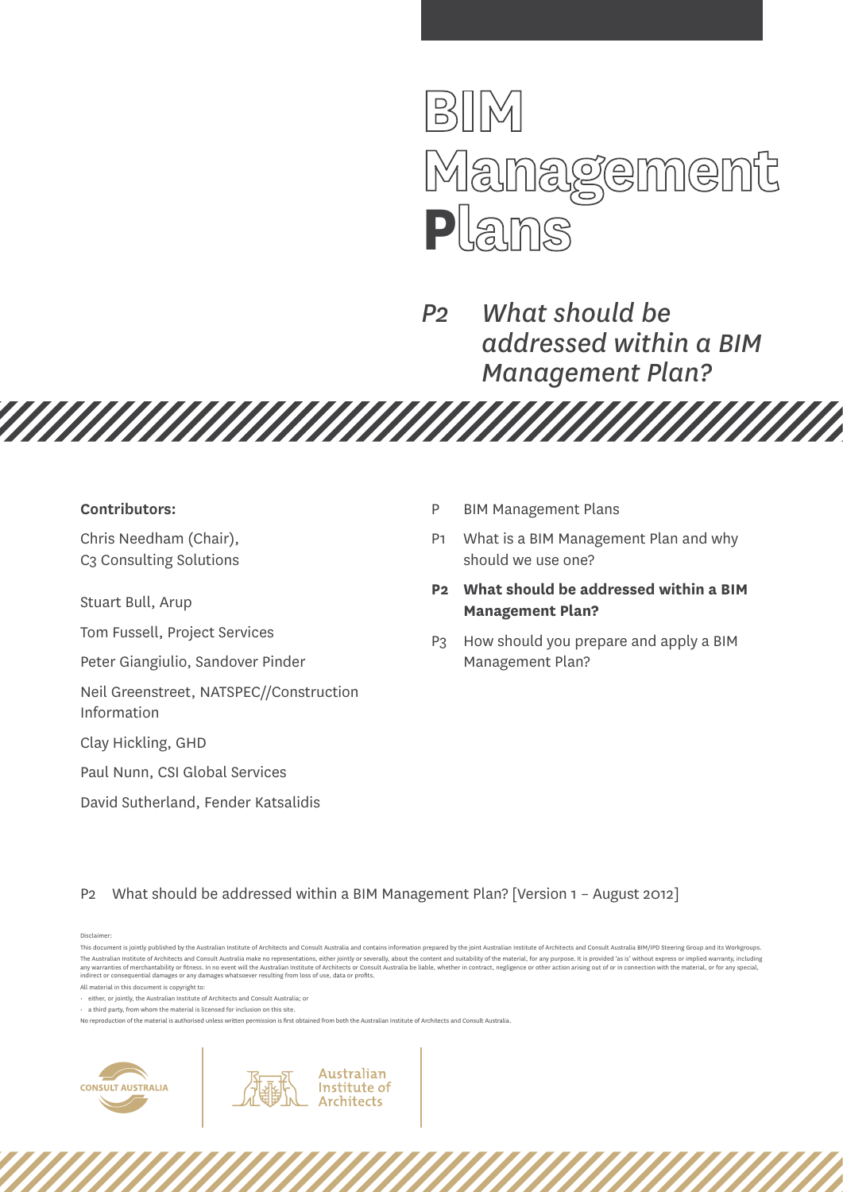# BIM Management Plans

## P2 What should be addressed within a BIM Management Plan?

**Contributors:**

Chris Needham (Chair), C3 Consulting Solutions

Stuart Bull, Arup

Tom Fussell, Project Services

Peter Giangiulio, Sandover Pinder

Neil Greenstreet, NATSPEC//Construction Information

Clay Hickling, GHD

Paul Nunn, CSI Global Services

David Sutherland, Fender Katsalidis

- P BIM Management Plans
- P1 What is a BIM Management Plan and why should we use one?
- **P2 What should be addressed within a BIM Management Plan?**
- P3 How should you prepare and apply a BIM Management Plan?

P2 What should be addressed within a BIM Management Plan? [Version 1 – August 2012]

Disclaimer:

This document is jointly published by the Australian Institute of Architects and Consult Australia and contains information prepared by the joint Australian Institute of Architects and Consult Australia BIM/IPD Steering Group and its Workgroups. The Australian Institute of Architects and Consult Australia make no representations, either jointly or severally, about the content and suitability of the material, for any purpose. It is provided 'as is' without express or implied warranty, including any warranties of merchantability or fitness. In no event will the Australian Institute of Architects or Consult Australia be liable, whether in contract, negligence or other action arising out of or in connection with the material, or for any special, indirect or consequential damages or any damages whatsoever resulting from loss of use, data or profits.

All material in this document is copyright to:

- either, or jointly, the Australian Institute of Architects and Consult Australia; or
- a third party, from whom the material is licensed for inclusion on this site.

No reproduction of the material is authorised unless written permission is first obtained from both the Australian Institute of Architects and Consult Australia.

CONSULT AUSTRALIA

Australian Institute of Architects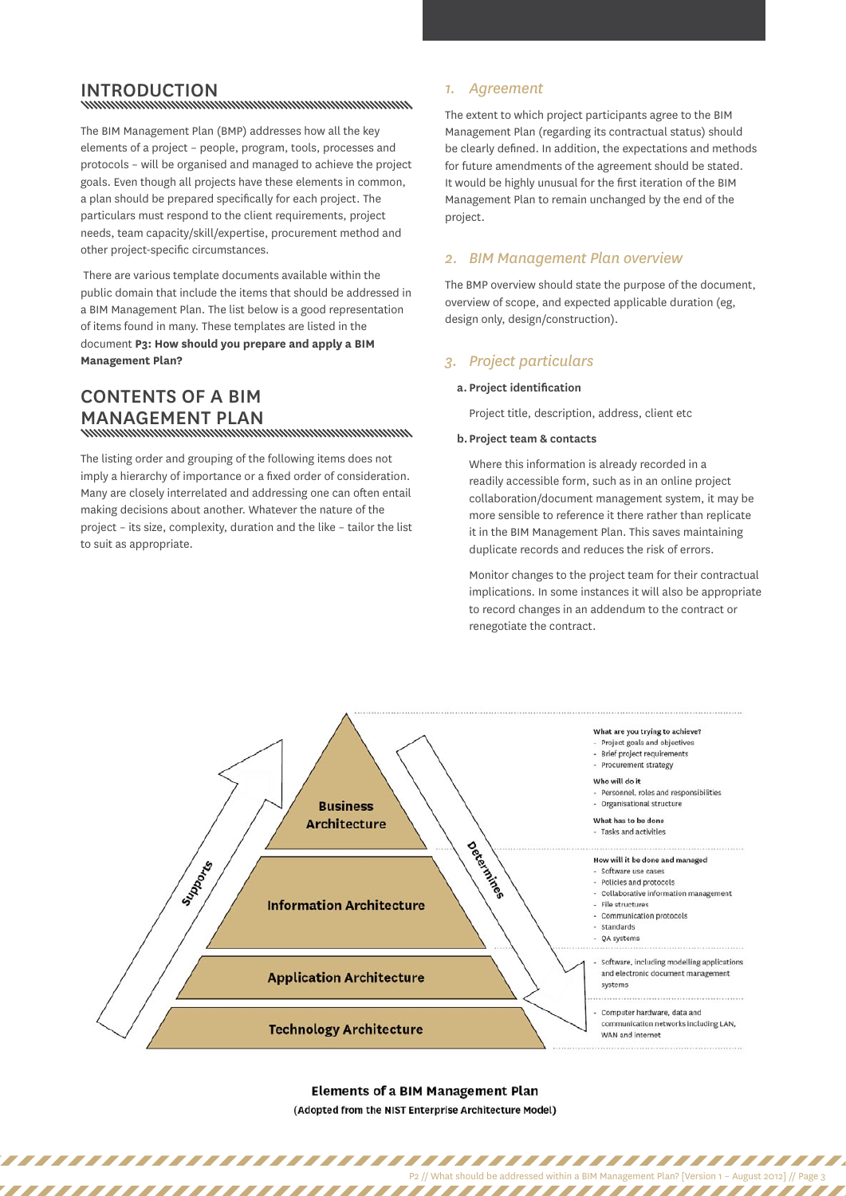## INTRODUCTION

The BIM Management Plan (BMP) addresses how all the key elements of a project – people, program, tools, processes and protocols – will be organised and managed to achieve the project goals. Even though all projects have these elements in common, a plan should be prepared specifically for each project. The particulars must respond to the client requirements, project needs, team capacity/skill/expertise, procurement method and other project-specific circumstances.

There are various template documents available within the public domain that include the items that should be addressed in a BIM Management Plan. The list below is a good representation of items found in many. These templates are listed in the document **P3: How should you prepare and apply a BIM Management Plan?**

## CONTENTS OF A BIM MANAGEMENT PLAN

The listing order and grouping of the following items does not imply a hierarchy of importance or a fixed order of consideration. Many are closely interrelated and addressing one can often entail making decisions about another. Whatever the nature of the project – its size, complexity, duration and the like – tailor the list to suit as appropriate.

### *1. Agreement*

The extent to which project participants agree to the BIM Management Plan (regarding its contractual status) should be clearly defined. In addition, the expectations and methods for future amendments of the agreement should be stated. It would be highly unusual for the first iteration of the BIM Management Plan to remain unchanged by the end of the project.

### *2. BIM Management Plan overview*

The BMP overview should state the purpose of the document, overview of scope, and expected applicable duration (eg, design only, design/construction).

### *3. Project particulars*

**a. Project identification**

Project title, description, address, client etc

**b. Project team & contacts**

Where this information is already recorded in a readily accessible form, such as in an online project collaboration/document management system, it may be more sensible to reference it there rather than replicate it in the BIM Management Plan. This saves maintaining duplicate records and reduces the risk of errors.

Monitor changes to the project team for their contractual implications. In some instances it will also be appropriate to record changes in an addendum to the contract or renegotiate the contract.

| Layer | Content |
|---|---|
| Business Architecture | **What are you trying to achieve?** - Project goals and objectives - Brief project requirements - Procurement strategy **Who will do it** - Personnel, roles and responsibilities - Organisational structure **What has to be done** - Tasks and activities |
| Information Architecture | **How will it be done and managed** - Software use cases - Policies and protocols - Collaborative information management - File structures - Communication protocols - Standards - QA systems |
| Application Architecture | - Software, including modelling applications and electronic document management systems |
| Technology Architecture | - Computer hardware, data and communication networks including LAN, WAN and internet |

(Arrows: "Supports" pointing upward; "Determines" pointing downward)

**Elements of a BIM Management Plan**
**(Adopted from the NIST Enterprise Architecture Model)**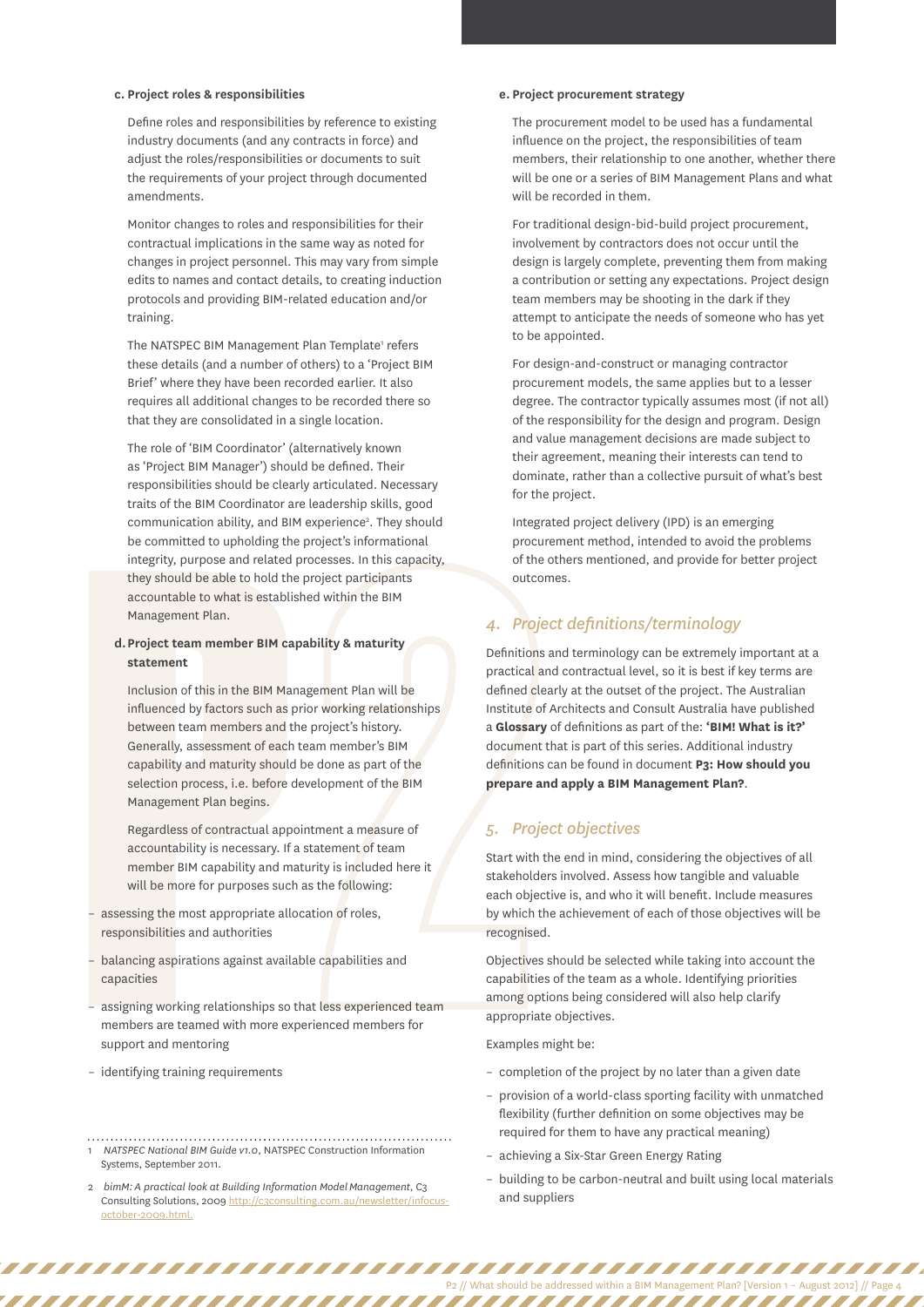**c. Project roles & responsibilities**

Define roles and responsibilities by reference to existing industry documents (and any contracts in force) and adjust the roles/responsibilities or documents to suit the requirements of your project through documented amendments.

Monitor changes to roles and responsibilities for their contractual implications in the same way as noted for changes in project personnel. This may vary from simple edits to names and contact details, to creating induction protocols and providing BIM-related education and/or training.

The NATSPEC BIM Management Plan Template[1] refers these details (and a number of others) to a 'Project BIM Brief' where they have been recorded earlier. It also requires all additional changes to be recorded there so that they are consolidated in a single location.

The role of 'BIM Coordinator' (alternatively known as 'Project BIM Manager') should be defined. Their responsibilities should be clearly articulated. Necessary traits of the BIM Coordinator are leadership skills, good communication ability, and BIM experience[2]. They should be committed to upholding the project's informational integrity, purpose and related processes. In this capacity, they should be able to hold the project participants accountable to what is established within the BIM Management Plan.

**d. Project team member BIM capability & maturity statement**

Inclusion of this in the BIM Management Plan will be influenced by factors such as prior working relationships between team members and the project's history. Generally, assessment of each team member's BIM capability and maturity should be done as part of the selection process, i.e. before development of the BIM Management Plan begins.

Regardless of contractual appointment a measure of accountability is necessary. If a statement of team member BIM capability and maturity is included here it will be more for purposes such as the following:

- assessing the most appropriate allocation of roles, responsibilities and authorities
- balancing aspirations against available capabilities and capacities
- assigning working relationships so that less experienced team members are teamed with more experienced members for support and mentoring
- identifying training requirements

**e. Project procurement strategy**

The procurement model to be used has a fundamental influence on the project, the responsibilities of team members, their relationship to one another, whether there will be one or a series of BIM Management Plans and what will be recorded in them.

For traditional design-bid-build project procurement, involvement by contractors does not occur until the design is largely complete, preventing them from making a contribution or setting any expectations. Project design team members may be shooting in the dark if they attempt to anticipate the needs of someone who has yet to be appointed.

For design-and-construct or managing contractor procurement models, the same applies but to a lesser degree. The contractor typically assumes most (if not all) of the responsibility for the design and program. Design and value management decisions are made subject to their agreement, meaning their interests can tend to dominate, rather than a collective pursuit of what's best for the project.

Integrated project delivery (IPD) is an emerging procurement method, intended to avoid the problems of the others mentioned, and provide for better project outcomes.

## *4. Project definitions/terminology*

Definitions and terminology can be extremely important at a practical and contractual level, so it is best if key terms are defined clearly at the outset of the project. The Australian Institute of Architects and Consult Australia have published a **Glossary** of definitions as part of the: **'BIM! What is it?'** document that is part of this series. Additional industry definitions can be found in document **P3: How should you prepare and apply a BIM Management Plan?**.

## *5. Project objectives*

Start with the end in mind, considering the objectives of all stakeholders involved. Assess how tangible and valuable each objective is, and who it will benefit. Include measures by which the achievement of each of those objectives will be recognised.

Objectives should be selected while taking into account the capabilities of the team as a whole. Identifying priorities among options being considered will also help clarify appropriate objectives.

Examples might be:

- completion of the project by no later than a given date
- provision of a world-class sporting facility with unmatched flexibility (further definition on some objectives may be required for them to have any practical meaning)
- achieving a Six-Star Green Energy Rating
- building to be carbon-neutral and built using local materials and suppliers

---

1 *NATSPEC National BIM Guide v1.0*, NATSPEC Construction Information Systems, September 2011.

2 *bimM: A practical look at Building Information Model Management*, C3 Consulting Solutions, 2009 http://c3consulting.com.au/newsletter/infocus-october-2009.html.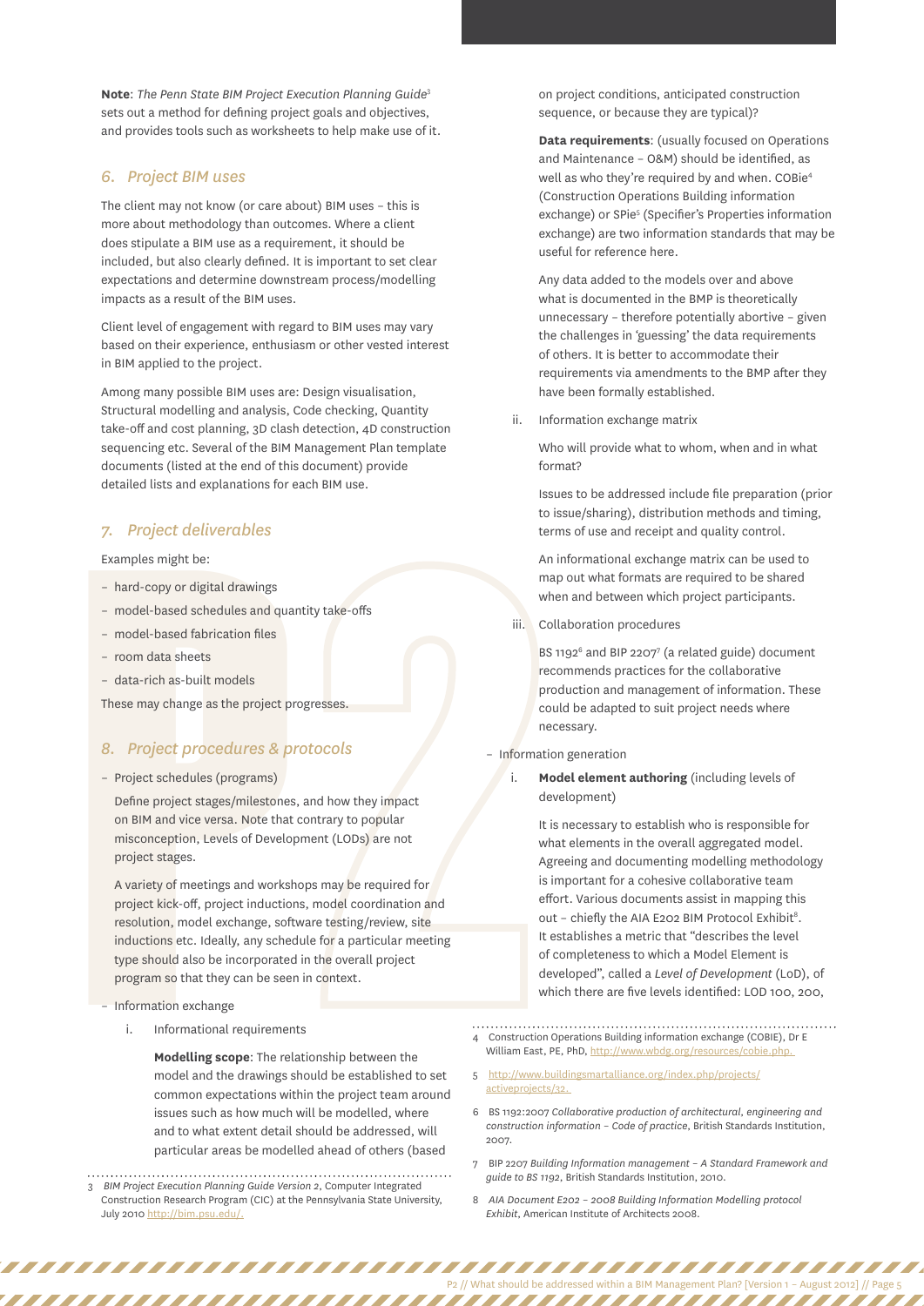**Note**: *The Penn State BIM Project Execution Planning Guide*[3] sets out a method for defining project goals and objectives, and provides tools such as worksheets to help make use of it.

## *6. Project BIM uses*

The client may not know (or care about) BIM uses – this is more about methodology than outcomes. Where a client does stipulate a BIM use as a requirement, it should be included, but also clearly defined. It is important to set clear expectations and determine downstream process/modelling impacts as a result of the BIM uses.

Client level of engagement with regard to BIM uses may vary based on their experience, enthusiasm or other vested interest in BIM applied to the project.

Among many possible BIM uses are: Design visualisation, Structural modelling and analysis, Code checking, Quantity take-off and cost planning, 3D clash detection, 4D construction sequencing etc. Several of the BIM Management Plan template documents (listed at the end of this document) provide detailed lists and explanations for each BIM use.

## *7. Project deliverables*

Examples might be:

- hard-copy or digital drawings
- model-based schedules and quantity take-offs
- model-based fabrication files
- room data sheets
- data-rich as-built models

These may change as the project progresses.

## *8. Project procedures & protocols*

- Project schedules (programs)

  Define project stages/milestones, and how they impact on BIM and vice versa. Note that contrary to popular misconception, Levels of Development (LODs) are not project stages.

  A variety of meetings and workshops may be required for project kick-off, project inductions, model coordination and resolution, model exchange, software testing/review, site inductions etc. Ideally, any schedule for a particular meeting type should also be incorporated in the overall project program so that they can be seen in context.

- Information exchange

  i. Informational requirements

     **Modelling scope**: The relationship between the model and the drawings should be established to set common expectations within the project team around issues such as how much will be modelled, where and to what extent detail should be addressed, will particular areas be modelled ahead of others (based on project conditions, anticipated construction sequence, or because they are typical)?

     **Data requirements**: (usually focused on Operations and Maintenance – O&M) should be identified, as well as who they're required by and when. COBie[4] (Construction Operations Building information exchange) or SPie[5] (Specifier's Properties information exchange) are two information standards that may be useful for reference here.

     Any data added to the models over and above what is documented in the BMP is theoretically unnecessary – therefore potentially abortive – given the challenges in 'guessing' the data requirements of others. It is better to accommodate their requirements via amendments to the BMP after they have been formally established.

  ii. Information exchange matrix

      Who will provide what to whom, when and in what format?

      Issues to be addressed include file preparation (prior to issue/sharing), distribution methods and timing, terms of use and receipt and quality control.

      An informational exchange matrix can be used to map out what formats are required to be shared when and between which project participants.

  iii. Collaboration procedures

       BS 1192[6] and BIP 2207[7] (a related guide) document recommends practices for the collaborative production and management of information. These could be adapted to suit project needs where necessary.

- Information generation

  i. **Model element authoring** (including levels of development)

     It is necessary to establish who is responsible for what elements in the overall aggregated model. Agreeing and documenting modelling methodology is important for a cohesive collaborative team effort. Various documents assist in mapping this out – chiefly the AIA E202 BIM Protocol Exhibit[8]. It establishes a metric that "describes the level of completeness to which a Model Element is developed", called a *Level of Development* (LoD), of which there are five levels identified: LOD 100, 200,

---

3 *BIM Project Execution Planning Guide Version 2*, Computer Integrated Construction Research Program (CIC) at the Pennsylvania State University, July 2010 http://bim.psu.edu/.

4 Construction Operations Building information exchange (COBIE), Dr E William East, PE, PhD, http://www.wbdg.org/resources/cobie.php.

5 http://www.buildingsmartalliance.org/index.php/projects/activeprojects/32.

6 BS 1192:2007 *Collaborative production of architectural, engineering and construction information – Code of practice*, British Standards Institution, 2007.

7 BIP 2207 *Building Information management – A Standard Framework and guide to BS 1192*, British Standards Institution, 2010.

8 *AIA Document E202 – 2008 Building Information Modelling protocol Exhibit*, American Institute of Architects 2008.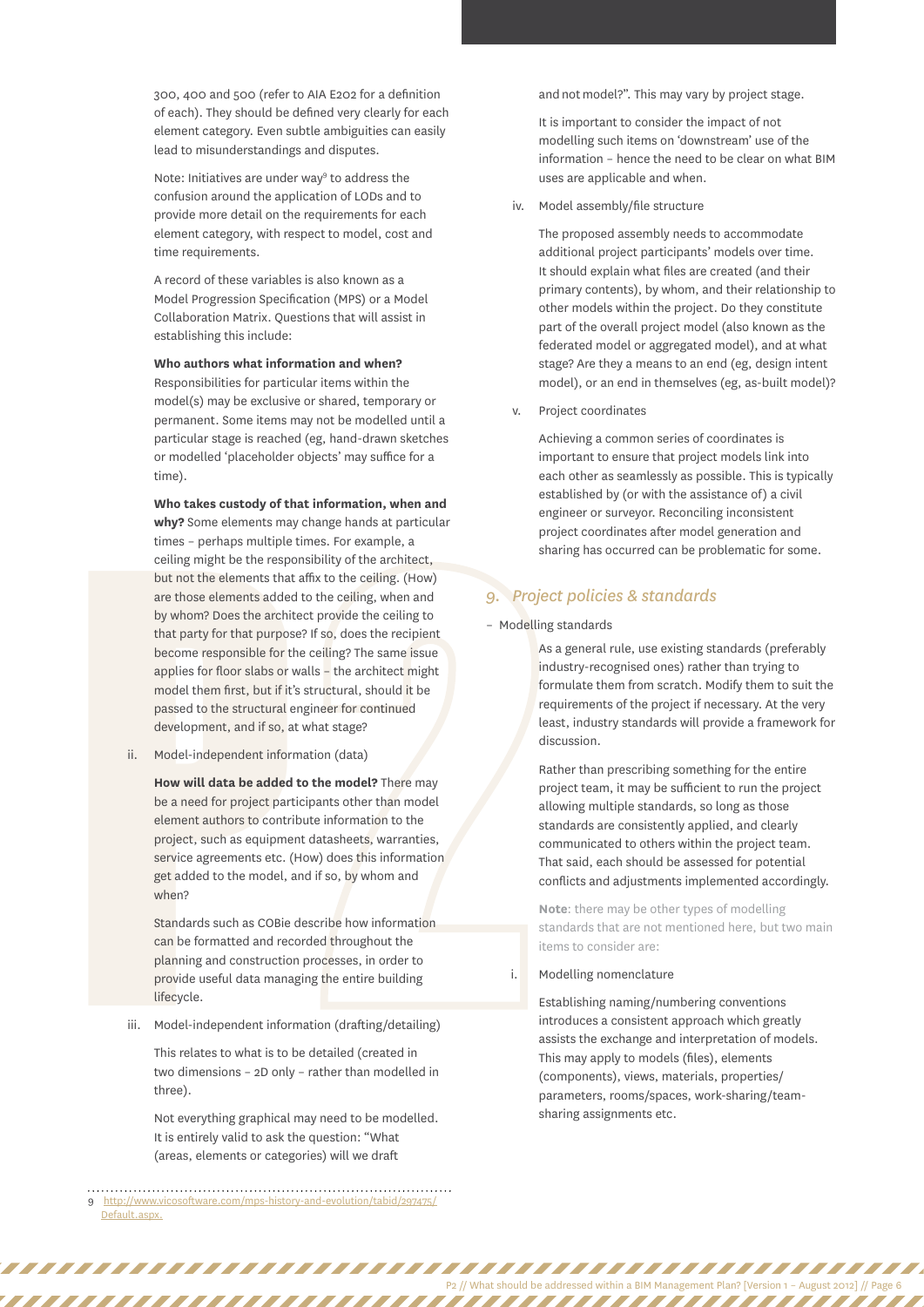300, 400 and 500 (refer to AIA E202 for a definition of each). They should be defined very clearly for each element category. Even subtle ambiguities can easily lead to misunderstandings and disputes.

Note: Initiatives are under way[9] to address the confusion around the application of LODs and to provide more detail on the requirements for each element category, with respect to model, cost and time requirements.

A record of these variables is also known as a Model Progression Specification (MPS) or a Model Collaboration Matrix. Questions that will assist in establishing this include:

**Who authors what information and when?** Responsibilities for particular items within the model(s) may be exclusive or shared, temporary or permanent. Some items may not be modelled until a particular stage is reached (eg, hand-drawn sketches or modelled 'placeholder objects' may suffice for a time).

**Who takes custody of that information, when and why?** Some elements may change hands at particular times – perhaps multiple times. For example, a ceiling might be the responsibility of the architect, but not the elements that affix to the ceiling. (How) are those elements added to the ceiling, when and by whom? Does the architect provide the ceiling to that party for that purpose? If so, does the recipient become responsible for the ceiling? The same issue applies for floor slabs or walls – the architect might model them first, but if it's structural, should it be passed to the structural engineer for continued development, and if so, at what stage?

ii. Model-independent information (data)

**How will data be added to the model?** There may be a need for project participants other than model element authors to contribute information to the project, such as equipment datasheets, warranties, service agreements etc. (How) does this information get added to the model, and if so, by whom and when?

Standards such as COBie describe how information can be formatted and recorded throughout the planning and construction processes, in order to provide useful data managing the entire building lifecycle.

iii. Model-independent information (drafting/detailing)

This relates to what is to be detailed (created in two dimensions – 2D only – rather than modelled in three).

Not everything graphical may need to be modelled. It is entirely valid to ask the question: "What (areas, elements or categories) will we draft and not model?". This may vary by project stage.

It is important to consider the impact of not modelling such items on 'downstream' use of the information – hence the need to be clear on what BIM uses are applicable and when.

iv. Model assembly/file structure

The proposed assembly needs to accommodate additional project participants' models over time. It should explain what files are created (and their primary contents), by whom, and their relationship to other models within the project. Do they constitute part of the overall project model (also known as the federated model or aggregated model), and at what stage? Are they a means to an end (eg, design intent model), or an end in themselves (eg, as-built model)?

v. Project coordinates

Achieving a common series of coordinates is important to ensure that project models link into each other as seamlessly as possible. This is typically established by (or with the assistance of) a civil engineer or surveyor. Reconciling inconsistent project coordinates after model generation and sharing has occurred can be problematic for some.

## *9. Project policies & standards*

– Modelling standards

As a general rule, use existing standards (preferably industry-recognised ones) rather than trying to formulate them from scratch. Modify them to suit the requirements of the project if necessary. At the very least, industry standards will provide a framework for discussion.

Rather than prescribing something for the entire project team, it may be sufficient to run the project allowing multiple standards, so long as those standards are consistently applied, and clearly communicated to others within the project team. That said, each should be assessed for potential conflicts and adjustments implemented accordingly.

**Note**: there may be other types of modelling standards that are not mentioned here, but two main items to consider are:

i. Modelling nomenclature

Establishing naming/numbering conventions introduces a consistent approach which greatly assists the exchange and interpretation of models. This may apply to models (files), elements (components), views, materials, properties/parameters, rooms/spaces, work-sharing/team-sharing assignments etc.

---

9 http://www.vicosoftware.com/mps-history-and-evolution/tabid/297475/Default.aspx.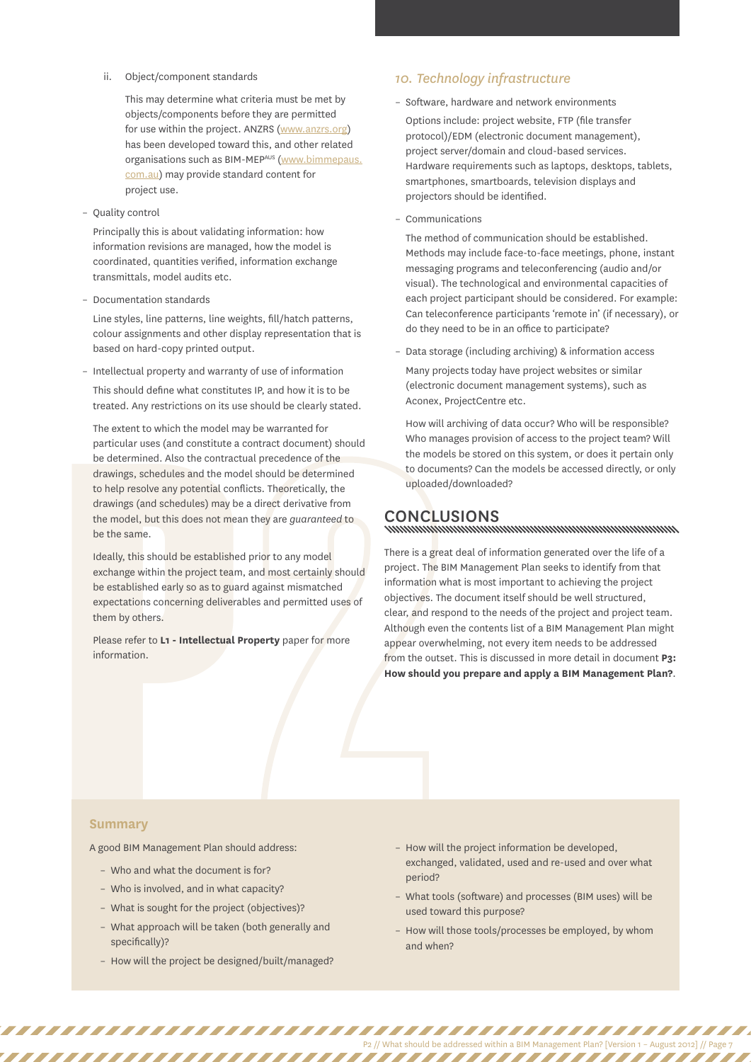ii. Object/component standards

This may determine what criteria must be met by objects/components before they are permitted for use within the project. ANZRS (www.anzrs.org) has been developed toward this, and other related organisations such as BIM-MEP^AUS (www.bimmepaus.com.au) may provide standard content for project use.

- Quality control

  Principally this is about validating information: how information revisions are managed, how the model is coordinated, quantities verified, information exchange transmittals, model audits etc.

- Documentation standards

  Line styles, line patterns, line weights, fill/hatch patterns, colour assignments and other display representation that is based on hard-copy printed output.

- Intellectual property and warranty of use of information

  This should define what constitutes IP, and how it is to be treated. Any restrictions on its use should be clearly stated.

  The extent to which the model may be warranted for particular uses (and constitute a contract document) should be determined. Also the contractual precedence of the drawings, schedules and the model should be determined to help resolve any potential conflicts. Theoretically, the drawings (and schedules) may be a direct derivative from the model, but this does not mean they are *guaranteed* to be the same.

  Ideally, this should be established prior to any model exchange within the project team, and most certainly should be established early so as to guard against mismatched expectations concerning deliverables and permitted uses of them by others.

  Please refer to **L1 - Intellectual Property** paper for more information.

### *10. Technology infrastructure*

- Software, hardware and network environments

  Options include: project website, FTP (file transfer protocol)/EDM (electronic document management), project server/domain and cloud-based services. Hardware requirements such as laptops, desktops, tablets, smartphones, smartboards, television displays and projectors should be identified.

- Communications

  The method of communication should be established. Methods may include face-to-face meetings, phone, instant messaging programs and teleconferencing (audio and/or visual). The technological and environmental capacities of each project participant should be considered. For example: Can teleconference participants 'remote in' (if necessary), or do they need to be in an office to participate?

- Data storage (including archiving) & information access

  Many projects today have project websites or similar (electronic document management systems), such as Aconex, ProjectCentre etc.

  How will archiving of data occur? Who will be responsible? Who manages provision of access to the project team? Will the models be stored on this system, or does it pertain only to documents? Can the models be accessed directly, or only uploaded/downloaded?

## CONCLUSIONS

There is a great deal of information generated over the life of a project. The BIM Management Plan seeks to identify from that information what is most important to achieving the project objectives. The document itself should be well structured, clear, and respond to the needs of the project and project team. Although even the contents list of a BIM Management Plan might appear overwhelming, not every item needs to be addressed from the outset. This is discussed in more detail in document **P3: How should you prepare and apply a BIM Management Plan?**.

### Summary

A good BIM Management Plan should address:

- Who and what the document is for?
- Who is involved, and in what capacity?
- What is sought for the project (objectives)?
- What approach will be taken (both generally and specifically)?
- How will the project be designed/built/managed?
- How will the project information be developed, exchanged, validated, used and re-used and over what period?
- What tools (software) and processes (BIM uses) will be used toward this purpose?
- How will those tools/processes be employed, by whom and when?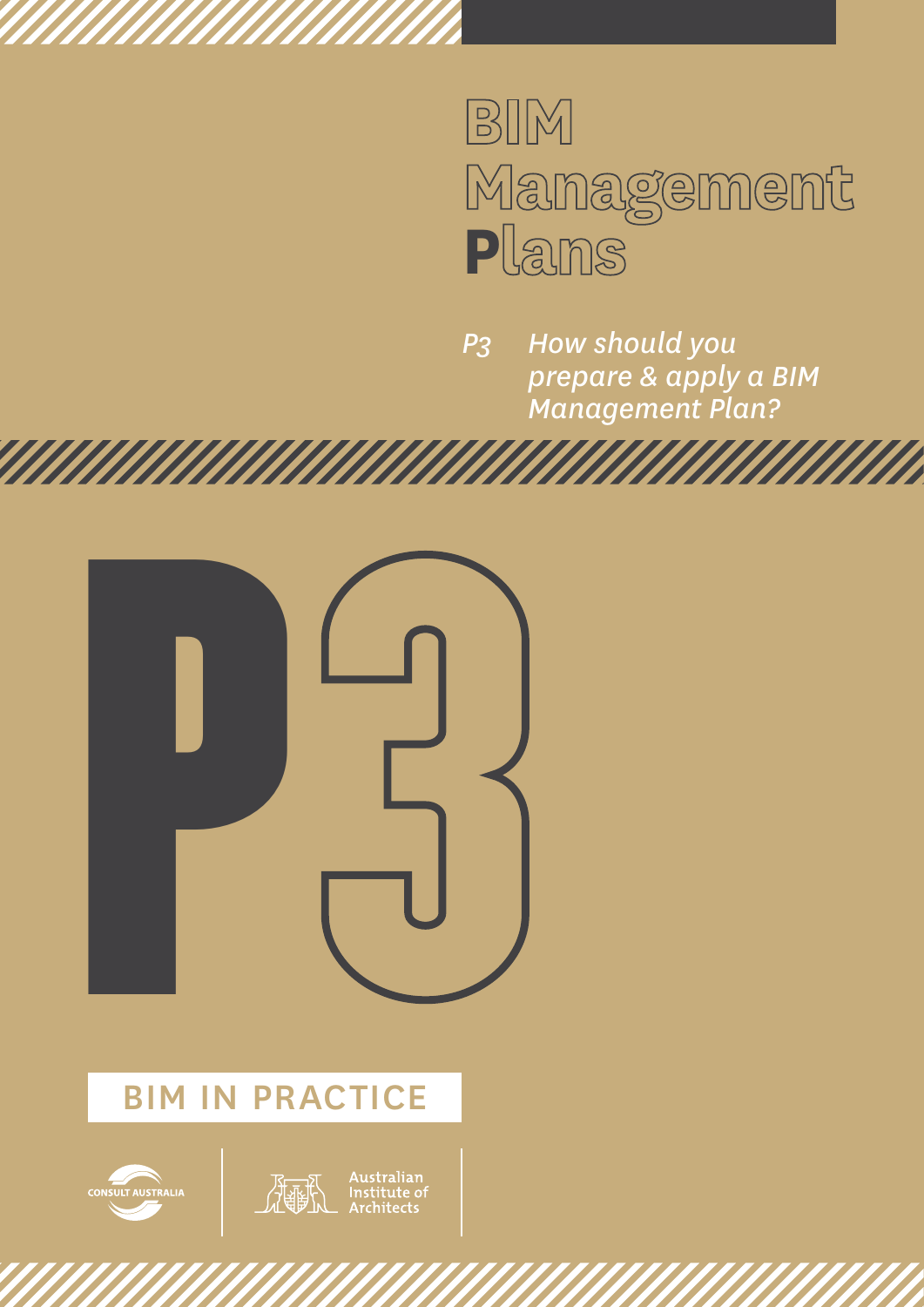# BIM Management Plans

*P3 How should you prepare & apply a BIM Management Plan?*

P3

BIM IN PRACTICE

CONSULT AUSTRALIA

Australian Institute of Architects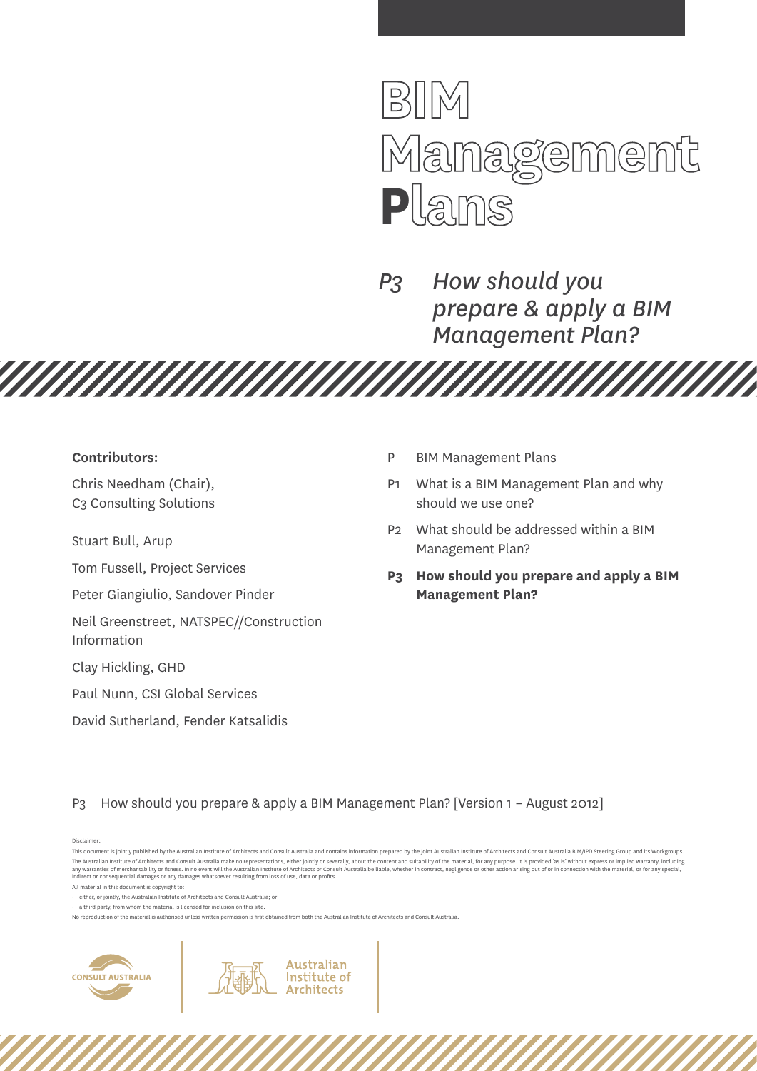# BIM Management Plans

*P3 How should you prepare & apply a BIM Management Plan?*

**Contributors:**

Chris Needham (Chair), C3 Consulting Solutions

Stuart Bull, Arup

Tom Fussell, Project Services

Peter Giangiulio, Sandover Pinder

Neil Greenstreet, NATSPEC//Construction Information

Clay Hickling, GHD

Paul Nunn, CSI Global Services

David Sutherland, Fender Katsalidis

- P BIM Management Plans
- P1 What is a BIM Management Plan and why should we use one?
- P2 What should be addressed within a BIM Management Plan?
- **P3 How should you prepare and apply a BIM Management Plan?**

P3 How should you prepare & apply a BIM Management Plan? [Version 1 – August 2012]

Disclaimer:

This document is jointly published by the Australian Institute of Architects and Consult Australia and contains information prepared by the joint Australian Institute of Architects and Consult Australia BIM/IPD Steering Group and its Workgroups. The Australian Institute of Architects and Consult Australia make no representations, either jointly or severally, about the content and suitability of the material, for any purpose. It is provided 'as is' without express or implied warranty, including any warranties of merchantability or fitness. In no event will the Australian Institute of Architects or Consult Australia be liable, whether in contract, negligence or other action arising out of or in connection with the material, or for any special, indirect or consequential damages or any damages whatsoever resulting from loss of use, data or profits.

All material in this document is copyright to:

- either, or jointly, the Australian Institute of Architects and Consult Australia; or
- a third party, from whom the material is licensed for inclusion on this site.

No reproduction of the material is authorised unless written permission is first obtained from both the Australian Institute of Architects and Consult Australia.

CONSULT AUSTRALIA

Australian Institute of Architects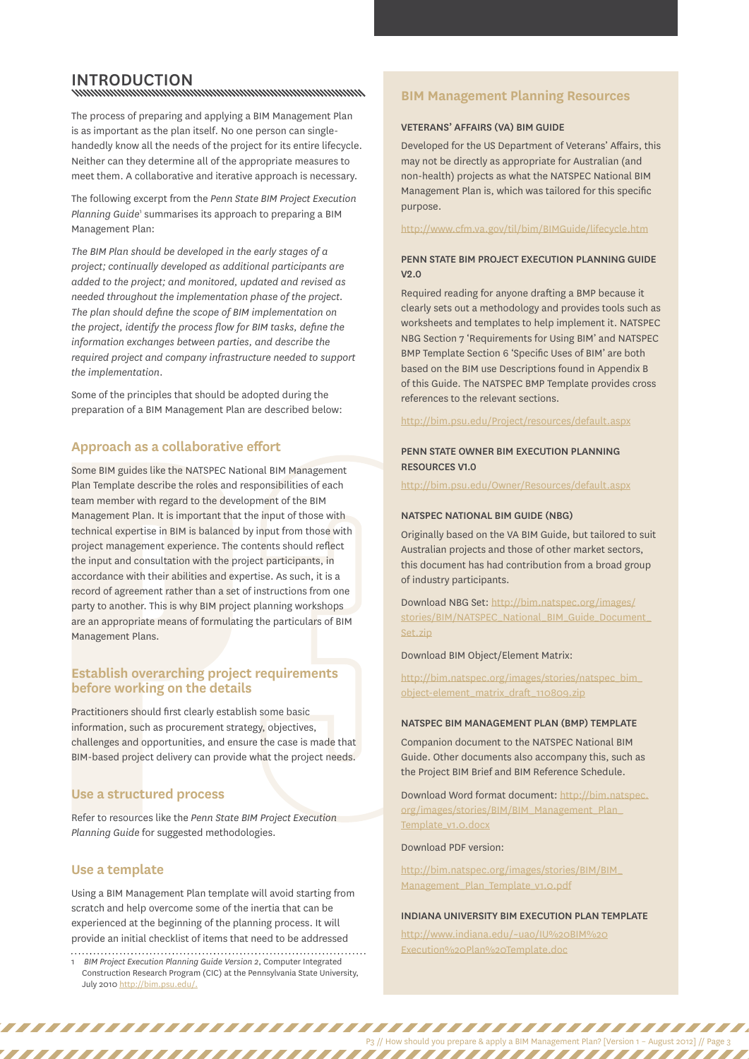## INTRODUCTION

The process of preparing and applying a BIM Management Plan is as important as the plan itself. No one person can single-handedly know all the needs of the project for its entire lifecycle. Neither can they determine all of the appropriate measures to meet them. A collaborative and iterative approach is necessary.

The following excerpt from the *Penn State BIM Project Execution Planning Guide*[1] summarises its approach to preparing a BIM Management Plan:

*The BIM Plan should be developed in the early stages of a project; continually developed as additional participants are added to the project; and monitored, updated and revised as needed throughout the implementation phase of the project. The plan should define the scope of BIM implementation on the project, identify the process flow for BIM tasks, define the information exchanges between parties, and describe the required project and company infrastructure needed to support the implementation.*

Some of the principles that should be adopted during the preparation of a BIM Management Plan are described below:

### Approach as a collaborative effort

Some BIM guides like the NATSPEC National BIM Management Plan Template describe the roles and responsibilities of each team member with regard to the development of the BIM Management Plan. It is important that the input of those with technical expertise in BIM is balanced by input from those with project management experience. The contents should reflect the input and consultation with the project participants, in accordance with their abilities and expertise. As such, it is a record of agreement rather than a set of instructions from one party to another. This is why BIM project planning workshops are an appropriate means of formulating the particulars of BIM Management Plans.

### Establish overarching project requirements before working on the details

Practitioners should first clearly establish some basic information, such as procurement strategy, objectives, challenges and opportunities, and ensure the case is made that BIM-based project delivery can provide what the project needs.

### Use a structured process

Refer to resources like the *Penn State BIM Project Execution Planning Guide* for suggested methodologies.

### Use a template

Using a BIM Management Plan template will avoid starting from scratch and help overcome some of the inertia that can be experienced at the beginning of the planning process. It will provide an initial checklist of items that need to be addressed

[1] *BIM Project Execution Planning Guide Version 2*, Computer Integrated Construction Research Program (CIC) at the Pennsylvania State University, July 2010 http://bim.psu.edu/.

### BIM Management Planning Resources

**VETERANS' AFFAIRS (VA) BIM GUIDE**

Developed for the US Department of Veterans' Affairs, this may not be directly as appropriate for Australian (and non-health) projects as what the NATSPEC National BIM Management Plan is, which was tailored for this specific purpose.

http://www.cfm.va.gov/til/bim/BIMGuide/lifecycle.htm

**PENN STATE BIM PROJECT EXECUTION PLANNING GUIDE V2.0**

Required reading for anyone drafting a BMP because it clearly sets out a methodology and provides tools such as worksheets and templates to help implement it. NATSPEC NBG Section 7 'Requirements for Using BIM' and NATSPEC BMP Template Section 6 'Specific Uses of BIM' are both based on the BIM use Descriptions found in Appendix B of this Guide. The NATSPEC BMP Template provides cross references to the relevant sections.

http://bim.psu.edu/Project/resources/default.aspx

**PENN STATE OWNER BIM EXECUTION PLANNING RESOURCES V1.0**

http://bim.psu.edu/Owner/Resources/default.aspx

**NATSPEC NATIONAL BIM GUIDE (NBG)**

Originally based on the VA BIM Guide, but tailored to suit Australian projects and those of other market sectors, this document has had contribution from a broad group of industry participants.

Download NBG Set: http://bim.natspec.org/images/stories/BIM/NATSPEC_National_BIM_Guide_Document_Set.zip

Download BIM Object/Element Matrix:

http://bim.natspec.org/images/stories/natspec_bim_object-element_matrix_draft_110809.zip

**NATSPEC BIM MANAGEMENT PLAN (BMP) TEMPLATE**

Companion document to the NATSPEC National BIM Guide. Other documents also accompany this, such as the Project BIM Brief and BIM Reference Schedule.

Download Word format document: http://bim.natspec.org/images/stories/BIM/BIM_Management_Plan_Template_v1.0.docx

Download PDF version:

http://bim.natspec.org/images/stories/BIM/BIM_Management_Plan_Template_v1.0.pdf

**INDIANA UNIVERSITY BIM EXECUTION PLAN TEMPLATE**

http://www.indiana.edu/~uao/IU%20BIM%20Execution%20Plan%20Template.doc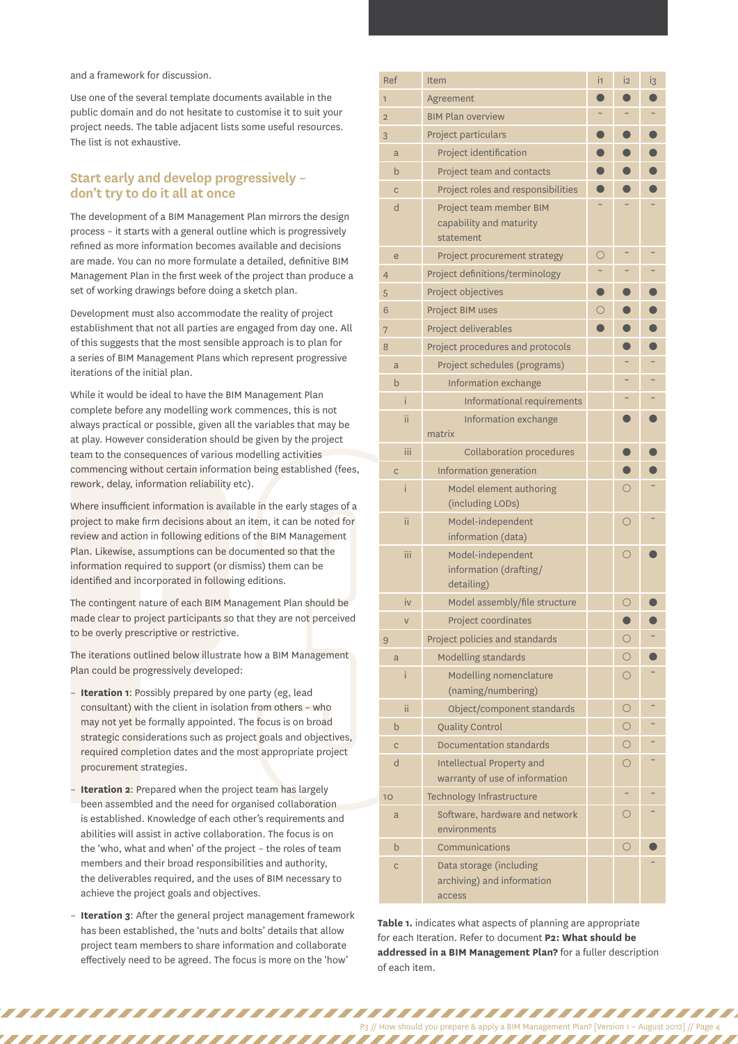and a framework for discussion.

Use one of the several template documents available in the public domain and do not hesitate to customise it to suit your project needs. The table adjacent lists some useful resources. The list is not exhaustive.

## Start early and develop progressively – don't try to do it all at once

The development of a BIM Management Plan mirrors the design process – it starts with a general outline which is progressively refined as more information becomes available and decisions are made. You can no more formulate a detailed, definitive BIM Management Plan in the first week of the project than produce a set of working drawings before doing a sketch plan.

Development must also accommodate the reality of project establishment that not all parties are engaged from day one. All of this suggests that the most sensible approach is to plan for a series of BIM Management Plans which represent progressive iterations of the initial plan.

While it would be ideal to have the BIM Management Plan complete before any modelling work commences, this is not always practical or possible, given all the variables that may be at play. However consideration should be given by the project team to the consequences of various modelling activities commencing without certain information being established (fees, rework, delay, information reliability etc).

Where insufficient information is available in the early stages of a project to make firm decisions about an item, it can be noted for review and action in following editions of the BIM Management Plan. Likewise, assumptions can be documented so that the information required to support (or dismiss) them can be identified and incorporated in following editions.

The contingent nature of each BIM Management Plan should be made clear to project participants so that they are not perceived to be overly prescriptive or restrictive.

The iterations outlined below illustrate how a BIM Management Plan could be progressively developed:

- **Iteration 1**: Possibly prepared by one party (eg, lead consultant) with the client in isolation from others – who may not yet be formally appointed. The focus is on broad strategic considerations such as project goals and objectives, required completion dates and the most appropriate project procurement strategies.
- **Iteration 2**: Prepared when the project team has largely been assembled and the need for organised collaboration is established. Knowledge of each other's requirements and abilities will assist in active collaboration. The focus is on the 'who, what and when' of the project – the roles of team members and their broad responsibilities and authority, the deliverables required, and the uses of BIM necessary to achieve the project goals and objectives.
- **Iteration 3**: After the general project management framework has been established, the 'nuts and bolts' details that allow project team members to share information and collaborate effectively need to be agreed. The focus is more on the 'how'

| Ref | Item | i1 | i2 | i3 |
|---|---|---|---|---|
| 1 | Agreement | ● | ● | ● |
| 2 | BIM Plan overview | ~ | ~ | ~ |
| 3 | Project particulars | ● | ● | ● |
| a | Project identification | ● | ● | ● |
| b | Project team and contacts | ● | ● | ● |
| c | Project roles and responsibilities | ● | ● | ● |
| d | Project team member BIM capability and maturity statement | ~ | ~ | ~ |
| e | Project procurement strategy | ○ | ~ | ~ |
| 4 | Project definitions/terminology | ~ | ~ | ~ |
| 5 | Project objectives | ● | ● | ● |
| 6 | Project BIM uses | ○ | ● | ● |
| 7 | Project deliverables | ● | ● | ● |
| 8 | Project procedures and protocols | | ● | ● |
| a | Project schedules (programs) | | ~ | ~ |
| b | Information exchange | | ~ | ~ |
| i | Informational requirements | | ~ | ~ |
| ii | Information exchange matrix | | ● | ● |
| iii | Collaboration procedures | | ● | ● |
| c | Information generation | | ● | ● |
| i | Model element authoring (including LODs) | | ○ | ~ |
| ii | Model-independent information (data) | | ○ | ~ |
| iii | Model-independent information (drafting/detailing) | | ○ | ● |
| iv | Model assembly/file structure | | ○ | ● |
| v | Project coordinates | | ● | ● |
| 9 | Project policies and standards | | ○ | ~ |
| a | Modelling standards | | ○ | ● |
| i | Modelling nomenclature (naming/numbering) | | ○ | ~ |
| ii | Object/component standards | | ○ | ~ |
| b | Quality Control | | ○ | ~ |
| c | Documentation standards | | ○ | ~ |
| d | Intellectual Property and warranty of use of information | | ○ | ~ |
| 10 | Technology Infrastructure | | ~ | ~ |
| a | Software, hardware and network environments | | ○ | ~ |
| b | Communications | | ○ | ● |
| c | Data storage (including archiving) and information access | | | ~ |

**Table 1.** indicates what aspects of planning are appropriate for each Iteration. Refer to document **P2: What should be addressed in a BIM Management Plan?** for a fuller description of each item.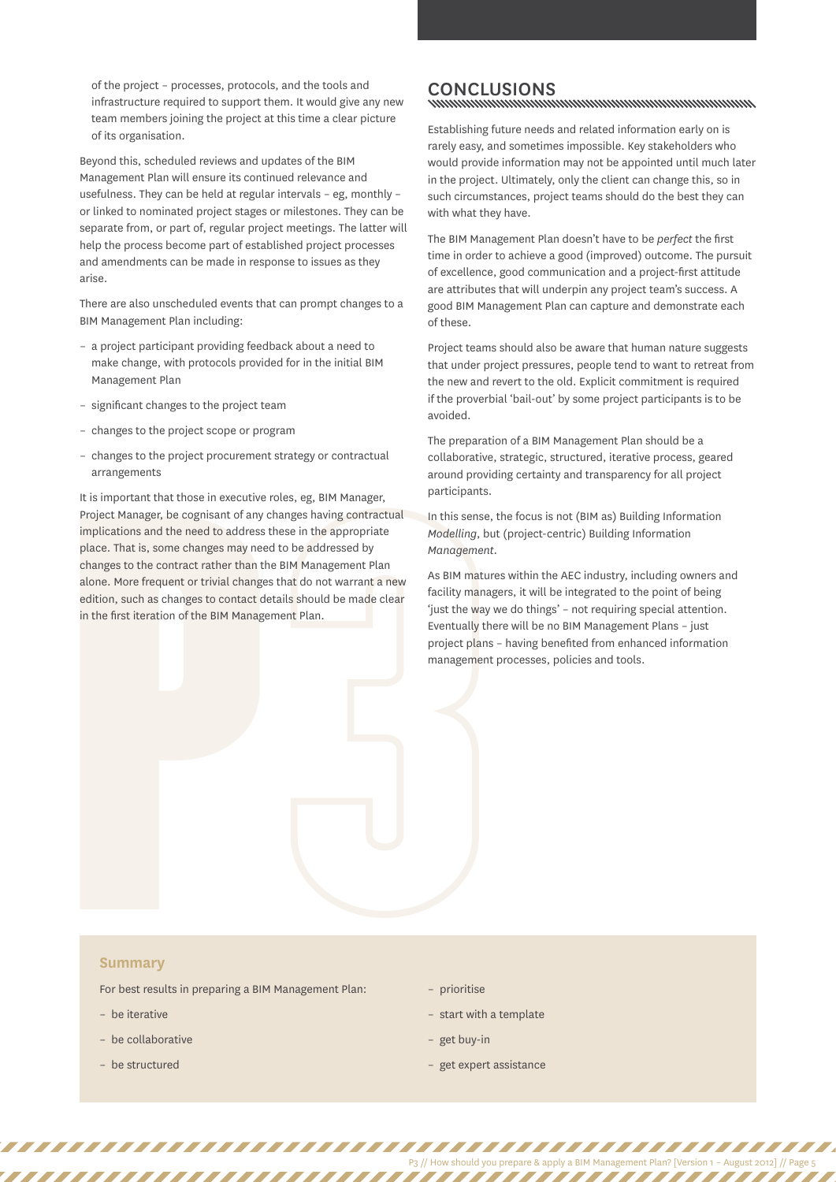of the project – processes, protocols, and the tools and infrastructure required to support them. It would give any new team members joining the project at this time a clear picture of its organisation.

Beyond this, scheduled reviews and updates of the BIM Management Plan will ensure its continued relevance and usefulness. They can be held at regular intervals – eg, monthly – or linked to nominated project stages or milestones. They can be separate from, or part of, regular project meetings. The latter will help the process become part of established project processes and amendments can be made in response to issues as they arise.

There are also unscheduled events that can prompt changes to a BIM Management Plan including:

- a project participant providing feedback about a need to make change, with protocols provided for in the initial BIM Management Plan
- significant changes to the project team
- changes to the project scope or program
- changes to the project procurement strategy or contractual arrangements

It is important that those in executive roles, eg, BIM Manager, Project Manager, be cognisant of any changes having contractual implications and the need to address these in the appropriate place. That is, some changes may need to be addressed by changes to the contract rather than the BIM Management Plan alone. More frequent or trivial changes that do not warrant a new edition, such as changes to contact details should be made clear in the first iteration of the BIM Management Plan.

## CONCLUSIONS

Establishing future needs and related information early on is rarely easy, and sometimes impossible. Key stakeholders who would provide information may not be appointed until much later in the project. Ultimately, only the client can change this, so in such circumstances, project teams should do the best they can with what they have.

The BIM Management Plan doesn't have to be *perfect* the first time in order to achieve a good (improved) outcome. The pursuit of excellence, good communication and a project-first attitude are attributes that will underpin any project team's success. A good BIM Management Plan can capture and demonstrate each of these.

Project teams should also be aware that human nature suggests that under project pressures, people tend to want to retreat from the new and revert to the old. Explicit commitment is required if the proverbial 'bail-out' by some project participants is to be avoided.

The preparation of a BIM Management Plan should be a collaborative, strategic, structured, iterative process, geared around providing certainty and transparency for all project participants.

In this sense, the focus is not (BIM as) Building Information *Modelling*, but (project-centric) Building Information *Management*.

As BIM matures within the AEC industry, including owners and facility managers, it will be integrated to the point of being 'just the way we do things' – not requiring special attention. Eventually there will be no BIM Management Plans – just project plans – having benefited from enhanced information management processes, policies and tools.

### Summary

For best results in preparing a BIM Management Plan:

- be iterative
- be collaborative
- be structured
- prioritise
- start with a template
- get buy-in
- get expert assistance